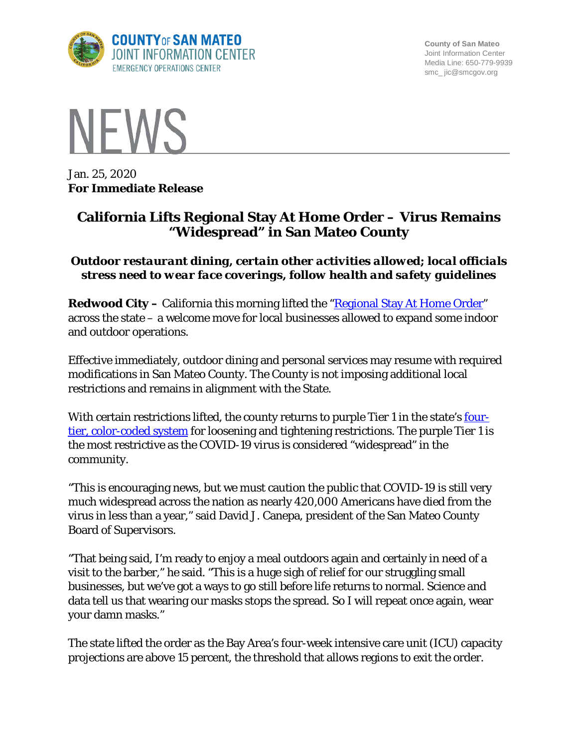COUNTY OF SAN MATEO
JOINT INFORMATION CENTER
EMERGENCY OPERATIONS CENTER

County of San Mateo
Joint Information Center
Media Line: 650-779-9939
smc_ jic@smcgov.org

# NEWS

Jan. 25, 2020
**For Immediate Release**

## California Lifts Regional Stay At Home Order – Virus Remains "Widespread" in San Mateo County

### *Outdoor restaurant dining, certain other activities allowed; local officials stress need to wear face coverings, follow health and safety guidelines*

**Redwood City –** California this morning lifted the "Regional Stay At Home Order" across the state – a welcome move for local businesses allowed to expand some indoor and outdoor operations.

Effective immediately, outdoor dining and personal services may resume with required modifications in San Mateo County. The County is not imposing additional local restrictions and remains in alignment with the State.

With certain restrictions lifted, the county returns to purple Tier 1 in the state's four-tier, color-coded system for loosening and tightening restrictions. The purple Tier 1 is the most restrictive as the COVID-19 virus is considered "widespread" in the community.

"This is encouraging news, but we must caution the public that COVID-19 is still very much widespread across the nation as nearly 420,000 Americans have died from the virus in less than a year," said David J. Canepa, president of the San Mateo County Board of Supervisors.

"That being said, I'm ready to enjoy a meal outdoors again and certainly in need of a visit to the barber," he said. "This is a huge sigh of relief for our struggling small businesses, but we've got a ways to go still before life returns to normal. Science and data tell us that wearing our masks stops the spread. So I will repeat once again, wear your damn masks."

The state lifted the order as the Bay Area's four-week intensive care unit (ICU) capacity projections are above 15 percent, the threshold that allows regions to exit the order.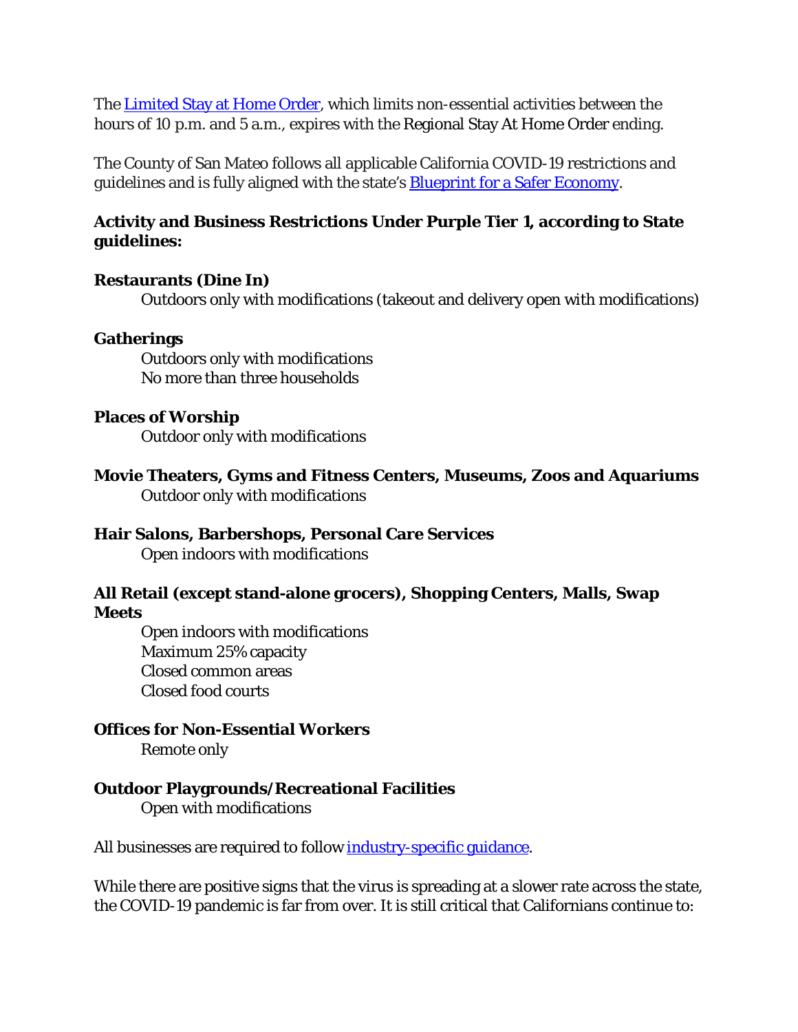The [Limited Stay at Home Order](), which limits non-essential activities between the hours of 10 p.m. and 5 a.m., expires with the Regional Stay At Home Order ending.

The County of San Mateo follows all applicable California COVID-19 restrictions and guidelines and is fully aligned with the state's [Blueprint for a Safer Economy]().

**Activity and Business Restrictions Under Purple Tier 1, according to State guidelines:**

**Restaurants (Dine In)**
Outdoors only with modifications (takeout and delivery open with modifications)

**Gatherings**
Outdoors only with modifications
No more than three households

**Places of Worship**
Outdoor only with modifications

**Movie Theaters, Gyms and Fitness Centers, Museums, Zoos and Aquariums**
Outdoor only with modifications

**Hair Salons, Barbershops, Personal Care Services**
Open indoors with modifications

**All Retail (except stand-alone grocers), Shopping Centers, Malls, Swap Meets**
Open indoors with modifications
Maximum 25% capacity
Closed common areas
Closed food courts

**Offices for Non-Essential Workers**
Remote only

**Outdoor Playgrounds/Recreational Facilities**
Open with modifications

All businesses are required to follow [industry-specific guidance]().

While there are positive signs that the virus is spreading at a slower rate across the state, the COVID-19 pandemic is far from over. It is still critical that Californians continue to: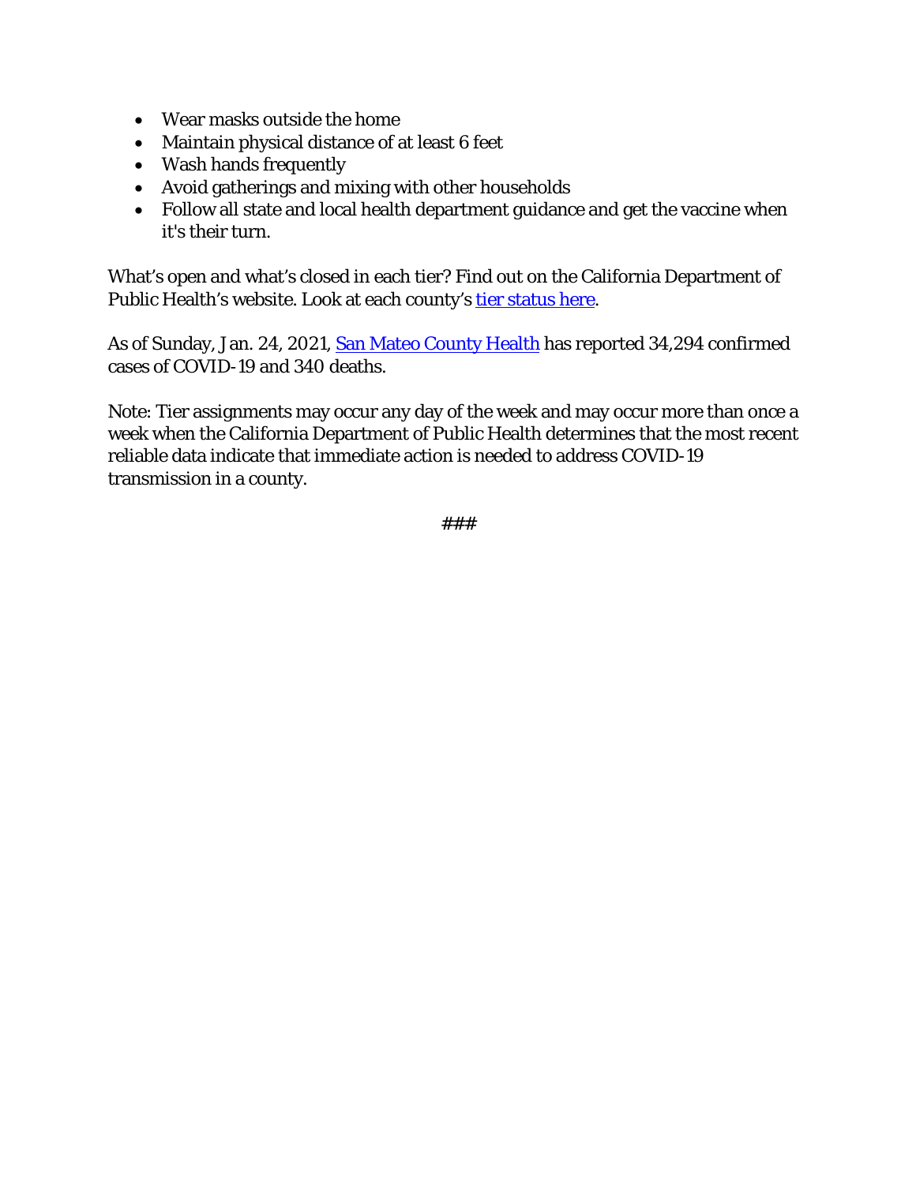- Wear masks outside the home
- Maintain physical distance of at least 6 feet
- Wash hands frequently
- Avoid gatherings and mixing with other households
- Follow all state and local health department guidance and get the vaccine when it's their turn.

What's open and what's closed in each tier? Find out on the California Department of Public Health's website. Look at each county's tier status here.

As of Sunday, Jan. 24, 2021, San Mateo County Health has reported 34,294 confirmed cases of COVID-19 and 340 deaths.

Note: Tier assignments may occur any day of the week and may occur more than once a week when the California Department of Public Health determines that the most recent reliable data indicate that immediate action is needed to address COVID-19 transmission in a county.

###